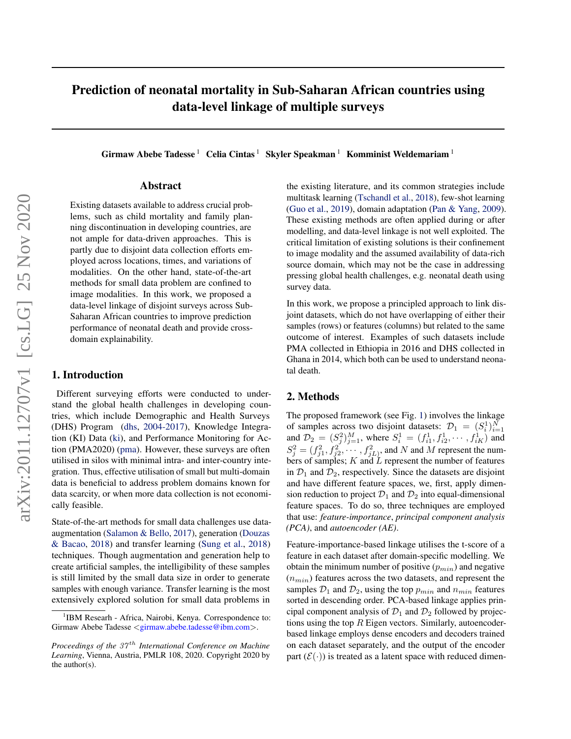# Prediction of neonatal mortality in Sub-Saharan African countries using data-level linkage of multiple surveys

**Girmaw Abebe Tadesse** [1] **Celia Cintas** [1] **Skyler Speakman** [1] **Komminist Weldemariam** [1]

## Abstract

Existing datasets available to address crucial problems, such as child mortality and family planning discontinuation in developing countries, are not ample for data-driven approaches. This is partly due to disjoint data collection efforts employed across locations, times, and variations of modalities. On the other hand, state-of-the-art methods for small data problem are confined to image modalities. In this work, we proposed a data-level linkage of disjoint surveys across Sub-Saharan African countries to improve prediction performance of neonatal death and provide cross-domain explainability.

## 1. Introduction

Different surveying efforts were conducted to understand the global health challenges in developing countries, which include Demographic and Health Surveys (DHS) Program (dhs, 2004-2017), Knowledge Integration (KI) Data (ki), and Performance Monitoring for Action (PMA2020) (pma). However, these surveys are often utilised in silos with minimal intra- and inter-country integration. Thus, effective utilisation of small but multi-domain data is beneficial to address problem domains known for data scarcity, or when more data collection is not economically feasible.

State-of-the-art methods for small data challenges use data-augmentation (Salamon & Bello, 2017), generation (Douzas & Bacao, 2018) and transfer learning (Sung et al., 2018) techniques. Though augmentation and generation help to create artificial samples, the intelligibility of these samples is still limited by the small data size in order to generate samples with enough variance. Transfer learning is the most extensively explored solution for small data problems in the existing literature, and its common strategies include multitask learning (Tschandl et al., 2018), few-shot learning (Guo et al., 2019), domain adaptation (Pan & Yang, 2009). These existing methods are often applied during or after modelling, and data-level linkage is not well exploited. The critical limitation of existing solutions is their confinement to image modality and the assumed availability of data-rich source domain, which may not be the case in addressing pressing global health challenges, e.g. neonatal death using survey data.

In this work, we propose a principled approach to link disjoint datasets, which do not have overlapping of either their samples (rows) or features (columns) but related to the same outcome of interest. Examples of such datasets include PMA collected in Ethiopia in 2016 and DHS collected in Ghana in 2014, which both can be used to understand neonatal death.

## 2. Methods

The proposed framework (see Fig. 1) involves the linkage of samples across two disjoint datasets: $\mathcal{D}_1 = (S_i^1)_{i=1}^N$ and $\mathcal{D}_2 = (S_j^2)_{j=1}^M$, where $S_i^1 = (f_{i1}^1, f_{i2}^1, \cdots, f_{iK}^1)$ and $S_j^2 = (f_{j1}^2, f_{j2}^2, \cdots, f_{jL}^2)$, and $N$ and $M$ represent the numbers of samples; $K$ and $L$ represent the number of features in $\mathcal{D}_1$ and $\mathcal{D}_2$, respectively. Since the datasets are disjoint and have different feature spaces, we, first, apply dimension reduction to project $\mathcal{D}_1$ and $\mathcal{D}_2$ into equal-dimensional feature spaces. To do so, three techniques are employed that use: *feature-importance*, *principal component analysis (PCA)*, and *autoencoder (AE)*.

Feature-importance-based linkage utilises the t-score of a feature in each dataset after domain-specific modelling. We obtain the minimum number of positive ($p_{min}$) and negative ($n_{min}$) features across the two datasets, and represent the samples $\mathcal{D}_1$ and $\mathcal{D}_2$, using the top $p_{min}$ and $n_{min}$ features sorted in descending order. PCA-based linkage applies principal component analysis of $\mathcal{D}_1$ and $\mathcal{D}_2$ followed by projections using the top $R$ Eigen vectors. Similarly, autoencoder-based linkage employs dense encoders and decoders trained on each dataset separately, and the output of the encoder part ($\mathcal{E}(\cdot)$) is treated as a latent space with reduced dimen-

[1] IBM Researh - Africa, Nairobi, Kenya. Correspondence to: Girmaw Abebe Tadesse <girmaw.abebe.tadesse@ibm.com>.

*Proceedings of the $37^{th}$ International Conference on Machine Learning*, Vienna, Austria, PMLR 108, 2020. Copyright 2020 by the author(s).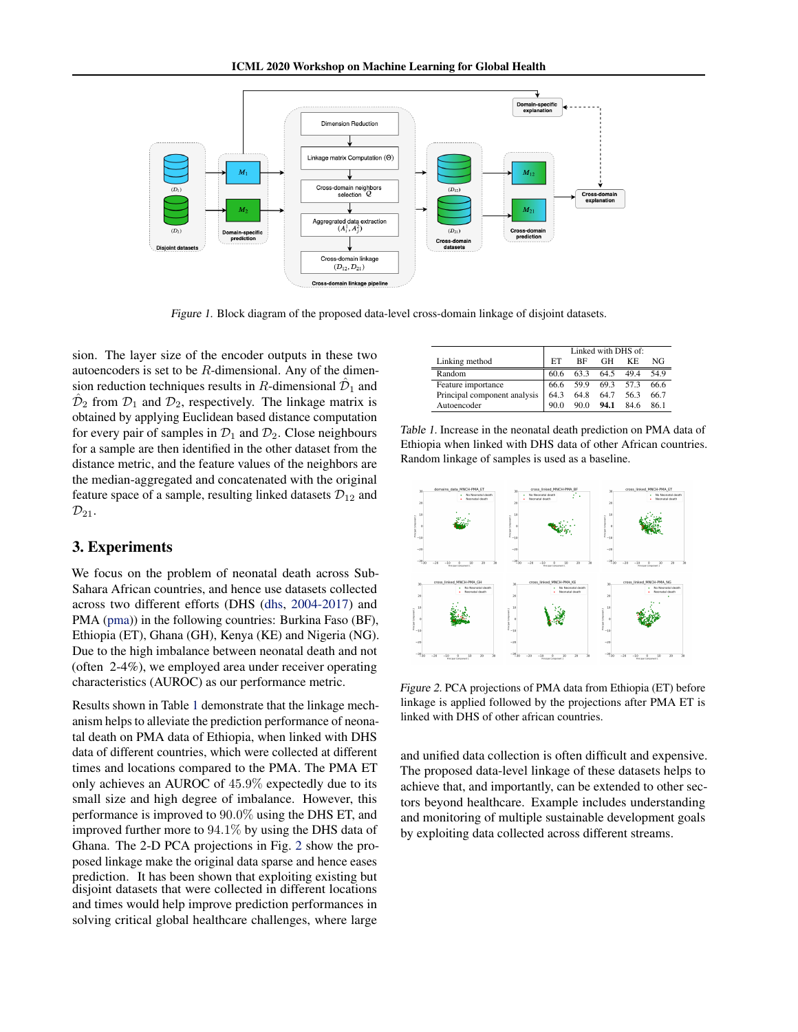*Figure 1.* Block diagram of the proposed data-level cross-domain linkage of disjoint datasets.

sion. The layer size of the encoder outputs in these two autoencoders is set to be $R$-dimensional. Any of the dimension reduction techniques results in $R$-dimensional $\hat{\mathcal{D}}_1$ and $\hat{\mathcal{D}}_2$ from $\mathcal{D}_1$ and $\mathcal{D}_2$, respectively. The linkage matrix is obtained by applying Euclidean based distance computation for every pair of samples in $\mathcal{D}_1$ and $\mathcal{D}_2$. Close neighbours for a sample are then identified in the other dataset from the distance metric, and the feature values of the neighbors are the median-aggregated and concatenated with the original feature space of a sample, resulting linked datasets $\mathcal{D}_{12}$ and $\mathcal{D}_{21}$.

## 3. Experiments

We focus on the problem of neonatal death across Sub-Sahara African countries, and hence use datasets collected across two different efforts (DHS (dhs, 2004-2017) and PMA (pma)) in the following countries: Burkina Faso (BF), Ethiopia (ET), Ghana (GH), Kenya (KE) and Nigeria (NG). Due to the high imbalance between neonatal death and not (often 2-4%), we employed area under receiver operating characteristics (AUROC) as our performance metric.

Results shown in Table 1 demonstrate that the linkage mechanism helps to alleviate the prediction performance of neonatal death on PMA data of Ethiopia, when linked with DHS data of different countries, which were collected at different times and locations compared to the PMA. The PMA ET only achieves an AUROC of 45.9% expectedly due to its small size and high degree of imbalance. However, this performance is improved to 90.0% using the DHS ET, and improved further more to 94.1% by using the DHS data of Ghana. The 2-D PCA projections in Fig. 2 show the proposed linkage make the original data sparse and hence eases prediction. It has been shown that exploiting existing but disjoint datasets that were collected in different locations and times would help improve prediction performances in solving critical global healthcare challenges, where large and unified data collection is often difficult and expensive. The proposed data-level linkage of these datasets helps to achieve that, and importantly, can be extended to other sectors beyond healthcare. Example includes understanding and monitoring of multiple sustainable development goals by exploiting data collected across different streams.

| Linking method | Linked with DHS of: | | | | |
|---|---|---|---|---|---|
| | ET | BF | GH | KE | NG |
| Random | 60.6 | 63.3 | 64.5 | 49.4 | 54.9 |
| Feature importance | 66.6 | 59.9 | 69.3 | 57.3 | 66.6 |
| Principal component analysis | 64.3 | 64.8 | 64.7 | 56.3 | 66.7 |
| Autoencoder | 90.0 | 90.0 | **94.1** | 84.6 | 86.1 |

*Table 1.* Increase in the neonatal death prediction on PMA data of Ethiopia when linked with DHS data of other African countries. Random linkage of samples is used as a baseline.

*Figure 2.* PCA projections of PMA data from Ethiopia (ET) before linkage is applied followed by the projections after PMA ET is linked with DHS of other african countries.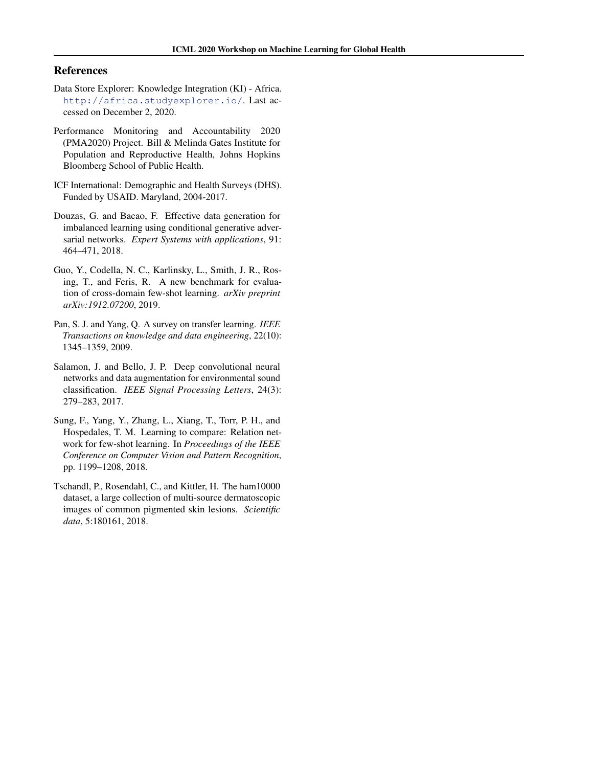## References

Data Store Explorer: Knowledge Integration (KI) - Africa. http://africa.studyexplorer.io/. Last accessed on December 2, 2020.

Performance Monitoring and Accountability 2020 (PMA2020) Project. Bill & Melinda Gates Institute for Population and Reproductive Health, Johns Hopkins Bloomberg School of Public Health.

ICF International: Demographic and Health Surveys (DHS). Funded by USAID. Maryland, 2004-2017.

Douzas, G. and Bacao, F. Effective data generation for imbalanced learning using conditional generative adversarial networks. *Expert Systems with applications*, 91: 464–471, 2018.

Guo, Y., Codella, N. C., Karlinsky, L., Smith, J. R., Rosing, T., and Feris, R. A new benchmark for evaluation of cross-domain few-shot learning. *arXiv preprint arXiv:1912.07200*, 2019.

Pan, S. J. and Yang, Q. A survey on transfer learning. *IEEE Transactions on knowledge and data engineering*, 22(10): 1345–1359, 2009.

Salamon, J. and Bello, J. P. Deep convolutional neural networks and data augmentation for environmental sound classification. *IEEE Signal Processing Letters*, 24(3): 279–283, 2017.

Sung, F., Yang, Y., Zhang, L., Xiang, T., Torr, P. H., and Hospedales, T. M. Learning to compare: Relation network for few-shot learning. In *Proceedings of the IEEE Conference on Computer Vision and Pattern Recognition*, pp. 1199–1208, 2018.

Tschandl, P., Rosendahl, C., and Kittler, H. The ham10000 dataset, a large collection of multi-source dermatoscopic images of common pigmented skin lesions. *Scientific data*, 5:180161, 2018.